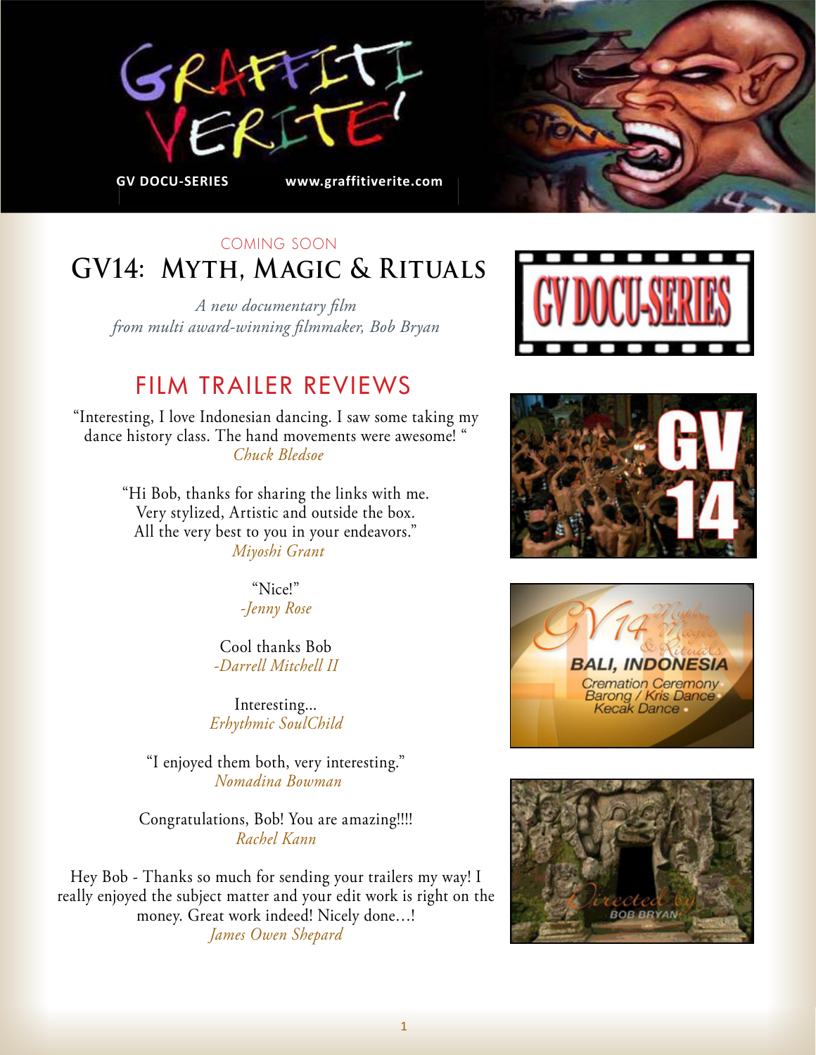# GRAFFITI VERITE'

GV DOCU-SERIES www.graffitiverite.com

COMING SOON

## GV14: MYTH, MAGIC & RITUALS

*A new documentary film*
*from multi award-winning filmmaker, Bob Bryan*

## FILM TRAILER REVIEWS

"Interesting, I love Indonesian dancing. I saw some taking my dance history class. The hand movements were awesome! "
*Chuck Bledsoe*

"Hi Bob, thanks for sharing the links with me. Very stylized, Artistic and outside the box. All the very best to you in your endeavors."
*Miyoshi Grant*

"Nice!"
*-Jenny Rose*

Cool thanks Bob
*-Darrell Mitchell II*

Interesting...
*Erhythmic SoulChild*

"I enjoyed them both, very interesting."
*Nomadina Bowman*

Congratulations, Bob! You are amazing!!!!
*Rachel Kann*

Hey Bob - Thanks so much for sending your trailers my way! I really enjoyed the subject matter and your edit work is right on the money. Great work indeed! Nicely done…!
*James Owen Shepard*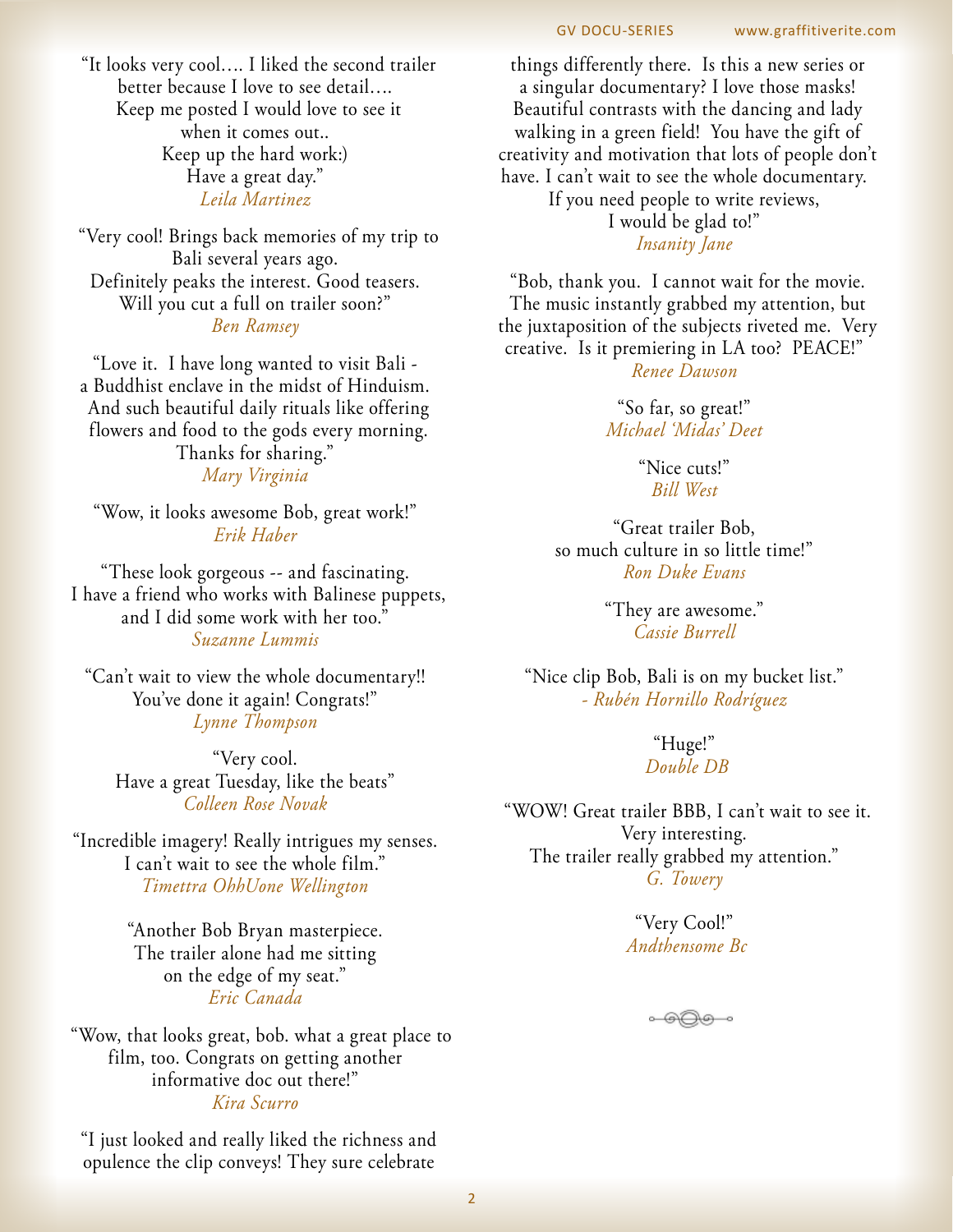"It looks very cool.... I liked the second trailer better because I love to see detail....
Keep me posted I would love to see it when it comes out..
Keep up the hard work:)
Have a great day."
*Leila Martinez*

"Very cool! Brings back memories of my trip to Bali several years ago.
Definitely peaks the interest. Good teasers.
Will you cut a full on trailer soon?"
*Ben Ramsey*

"Love it. I have long wanted to visit Bali - a Buddhist enclave in the midst of Hinduism.
And such beautiful daily rituals like offering flowers and food to the gods every morning.
Thanks for sharing."
*Mary Virginia*

"Wow, it looks awesome Bob, great work!"
*Erik Haber*

"These look gorgeous -- and fascinating.
I have a friend who works with Balinese puppets, and I did some work with her too."
*Suzanne Lummis*

"Can't wait to view the whole documentary!!
You've done it again! Congrats!"
*Lynne Thompson*

"Very cool.
Have a great Tuesday, like the beats"
*Colleen Rose Novak*

"Incredible imagery! Really intrigues my senses.
I can't wait to see the whole film."
*Timettra OhhUone Wellington*

"Another Bob Bryan masterpiece.
The trailer alone had me sitting on the edge of my seat."
*Eric Canada*

"Wow, that looks great, bob. what a great place to film, too. Congrats on getting another informative doc out there!"
*Kira Scurro*

"I just looked and really liked the richness and opulence the clip conveys! They sure celebrate things differently there. Is this a new series or a singular documentary? I love those masks!
Beautiful contrasts with the dancing and lady walking in a green field! You have the gift of creativity and motivation that lots of people don't have. I can't wait to see the whole documentary.
If you need people to write reviews, I would be glad to!"
*Insanity Jane*

"Bob, thank you. I cannot wait for the movie.
The music instantly grabbed my attention, but the juxtaposition of the subjects riveted me. Very creative. Is it premiering in LA too? PEACE!"
*Renee Dawson*

"So far, so great!"
*Michael 'Midas' Deet*

"Nice cuts!"
*Bill West*

"Great trailer Bob, so much culture in so little time!"
*Ron Duke Evans*

"They are awesome."
*Cassie Burrell*

"Nice clip Bob, Bali is on my bucket list."
*- Rubén Hornillo Rodríguez*

"Huge!"
*Double DB*

"WOW! Great trailer BBB, I can't wait to see it.
Very interesting.
The trailer really grabbed my attention."
*G. Towery*

"Very Cool!"
*Andthensome Bc*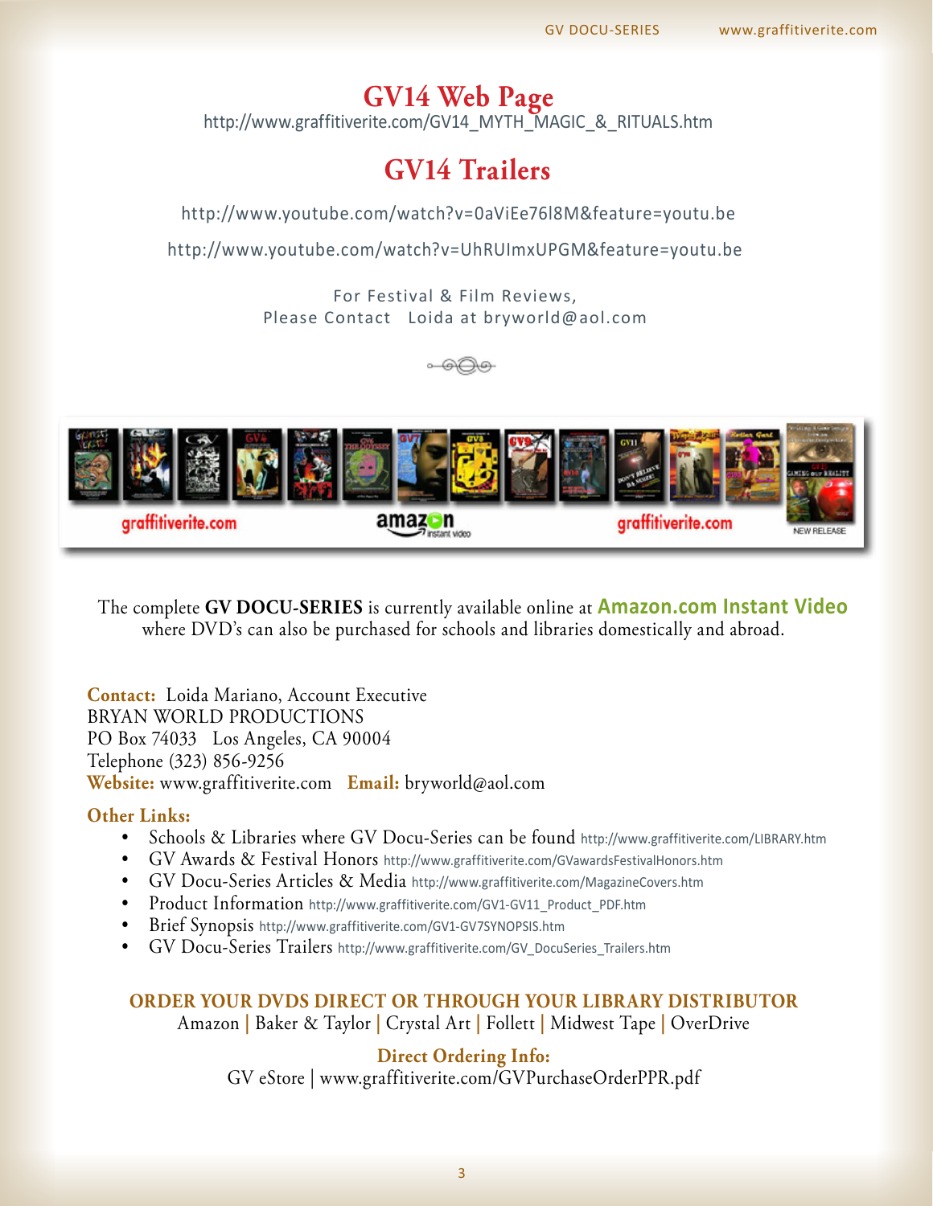# GV14 Web Page

http://www.graffitiverite.com/GV14_MYTH_MAGIC_&_RITUALS.htm

# GV14 Trailers

http://www.youtube.com/watch?v=0aViEe76l8M&feature=youtu.be

http://www.youtube.com/watch?v=UhRUImxUPGM&feature=youtu.be

For Festival & Film Reviews,
Please Contact Loida at bryworld@aol.com

graffitiverite.com amazon instant video graffitiverite.com NEW RELEASE

The complete **GV DOCU-SERIES** is currently available online at **Amazon.com Instant Video** where DVD's can also be purchased for schools and libraries domestically and abroad.

**Contact:** Loida Mariano, Account Executive
BRYAN WORLD PRODUCTIONS
PO Box 74033 Los Angeles, CA 90004
Telephone (323) 856-9256
**Website:** www.graffitiverite.com **Email:** bryworld@aol.com

**Other Links:**

- Schools & Libraries where GV Docu-Series can be found http://www.graffitiverite.com/LIBRARY.htm
- GV Awards & Festival Honors http://www.graffitiverite.com/GVawardsFestivalHonors.htm
- GV Docu-Series Articles & Media http://www.graffitiverite.com/MagazineCovers.htm
- Product Information http://www.graffitiverite.com/GV1-GV11_Product_PDF.htm
- Brief Synopsis http://www.graffitiverite.com/GV1-GV7SYNOPSIS.htm
- GV Docu-Series Trailers http://www.graffitiverite.com/GV_DocuSeries_Trailers.htm

**ORDER YOUR DVDS DIRECT OR THROUGH YOUR LIBRARY DISTRIBUTOR**
Amazon | Baker & Taylor | Crystal Art | Follett | Midwest Tape | OverDrive

**Direct Ordering Info:**
GV eStore | www.graffitiverite.com/GVPurchaseOrderPPR.pdf